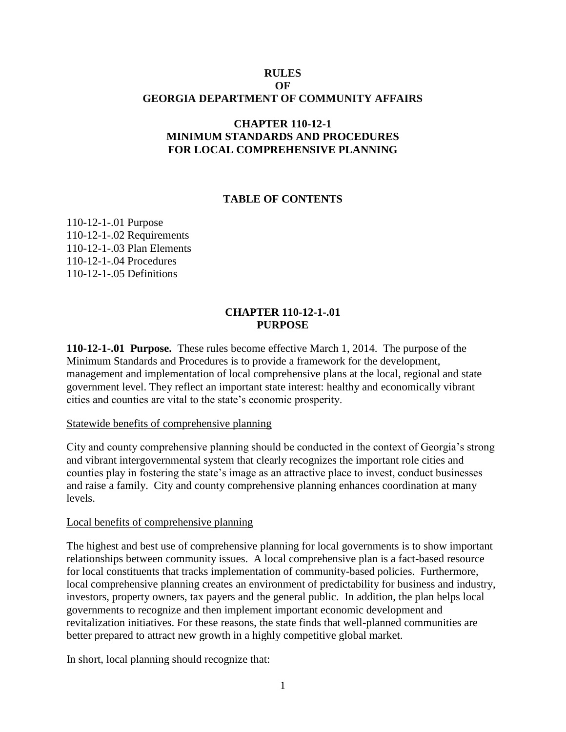# RULES
# OF
# GEORGIA DEPARTMENT OF COMMUNITY AFFAIRS

## CHAPTER 110-12-1
## MINIMUM STANDARDS AND PROCEDURES
## FOR LOCAL COMPREHENSIVE PLANNING

### TABLE OF CONTENTS

110-12-1-.01 Purpose
110-12-1-.02 Requirements
110-12-1-.03 Plan Elements
110-12-1-.04 Procedures
110-12-1-.05 Definitions

## CHAPTER 110-12-1-.01
## PURPOSE

**110-12-1-.01 Purpose.** These rules become effective March 1, 2014. The purpose of the Minimum Standards and Procedures is to provide a framework for the development, management and implementation of local comprehensive plans at the local, regional and state government level. They reflect an important state interest: healthy and economically vibrant cities and counties are vital to the state's economic prosperity.

Statewide benefits of comprehensive planning

City and county comprehensive planning should be conducted in the context of Georgia's strong and vibrant intergovernmental system that clearly recognizes the important role cities and counties play in fostering the state's image as an attractive place to invest, conduct businesses and raise a family. City and county comprehensive planning enhances coordination at many levels.

Local benefits of comprehensive planning

The highest and best use of comprehensive planning for local governments is to show important relationships between community issues. A local comprehensive plan is a fact-based resource for local constituents that tracks implementation of community-based policies. Furthermore, local comprehensive planning creates an environment of predictability for business and industry, investors, property owners, tax payers and the general public. In addition, the plan helps local governments to recognize and then implement important economic development and revitalization initiatives. For these reasons, the state finds that well-planned communities are better prepared to attract new growth in a highly competitive global market.

In short, local planning should recognize that: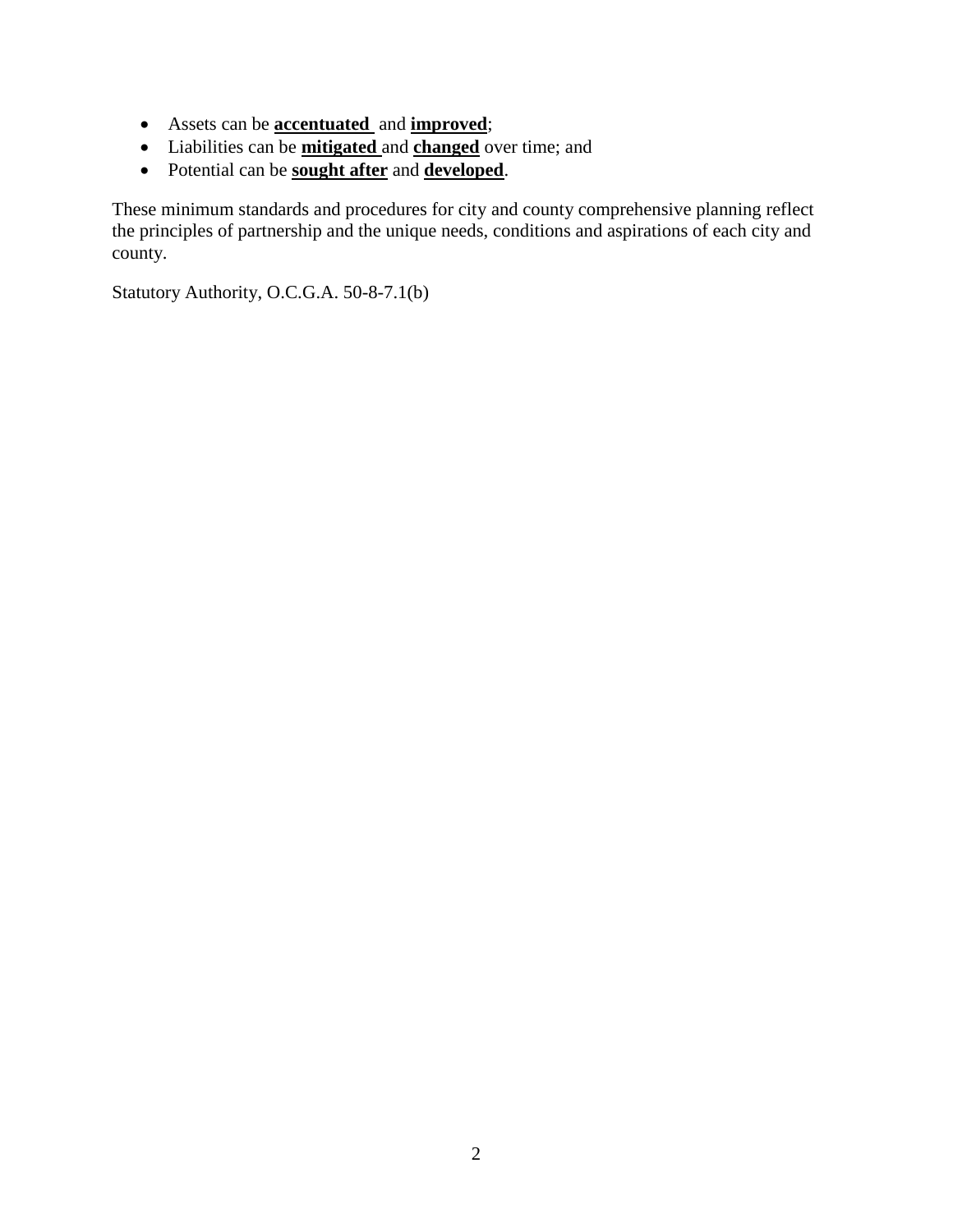- Assets can be **<u>accentuated</u>** and **<u>improved</u>**;
- Liabilities can be **<u>mitigated</u>** and **<u>changed</u>** over time; and
- Potential can be **<u>sought after</u>** and **<u>developed</u>**.

These minimum standards and procedures for city and county comprehensive planning reflect the principles of partnership and the unique needs, conditions and aspirations of each city and county.

Statutory Authority, O.C.G.A. 50-8-7.1(b)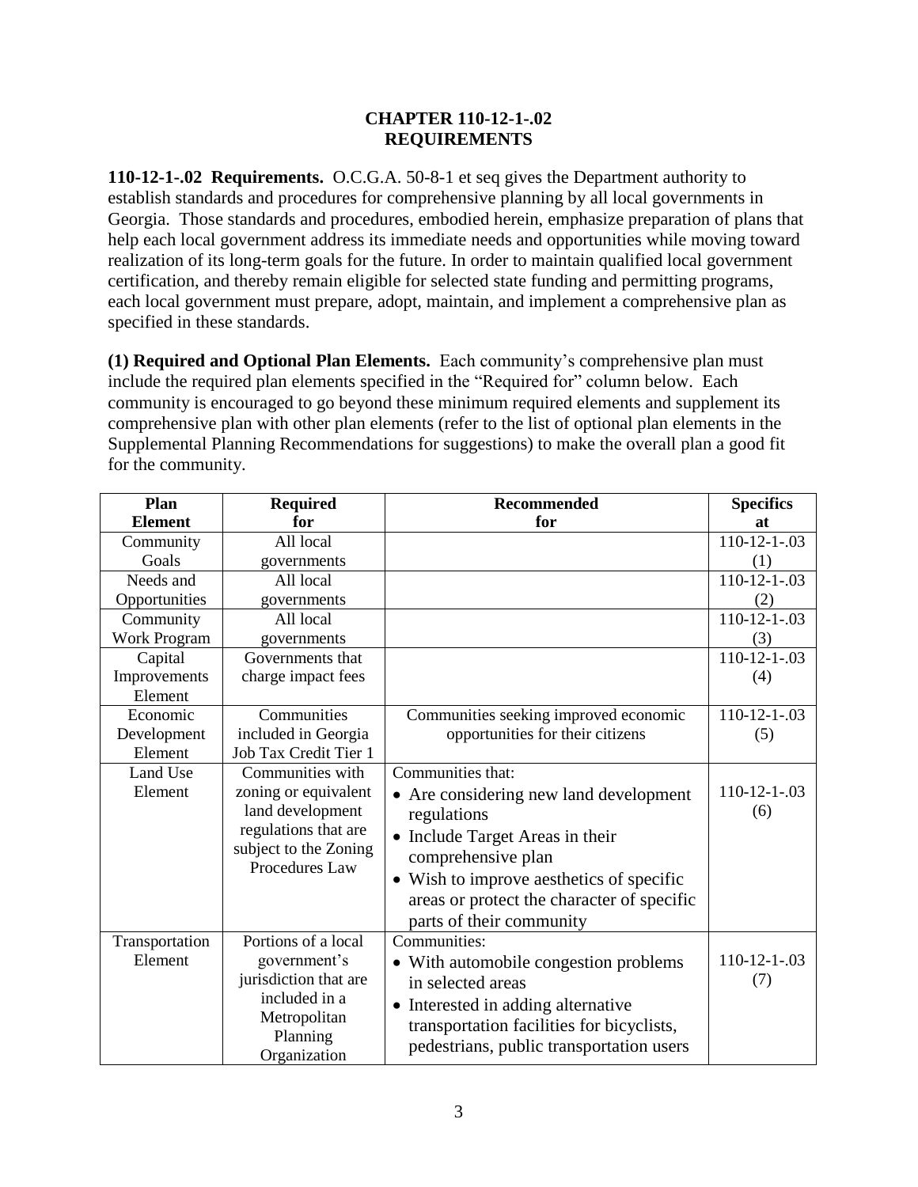# CHAPTER 110-12-1-.02
# REQUIREMENTS

**110-12-1-.02 Requirements.** O.C.G.A. 50-8-1 et seq gives the Department authority to establish standards and procedures for comprehensive planning by all local governments in Georgia. Those standards and procedures, embodied herein, emphasize preparation of plans that help each local government address its immediate needs and opportunities while moving toward realization of its long-term goals for the future. In order to maintain qualified local government certification, and thereby remain eligible for selected state funding and permitting programs, each local government must prepare, adopt, maintain, and implement a comprehensive plan as specified in these standards.

**(1) Required and Optional Plan Elements.** Each community's comprehensive plan must include the required plan elements specified in the "Required for" column below. Each community is encouraged to go beyond these minimum required elements and supplement its comprehensive plan with other plan elements (refer to the list of optional plan elements in the Supplemental Planning Recommendations for suggestions) to make the overall plan a good fit for the community.

| Plan Element | Required for | Recommended for | Specifics at |
|---|---|---|---|
| Community Goals | All local governments | | 110-12-1-.03 (1) |
| Needs and Opportunities | All local governments | | 110-12-1-.03 (2) |
| Community Work Program | All local governments | | 110-12-1-.03 (3) |
| Capital Improvements Element | Governments that charge impact fees | | 110-12-1-.03 (4) |
| Economic Development Element | Communities included in Georgia Job Tax Credit Tier 1 | Communities seeking improved economic opportunities for their citizens | 110-12-1-.03 (5) |
| Land Use Element | Communities with zoning or equivalent land development regulations that are subject to the Zoning Procedures Law | Communities that:<br>• Are considering new land development regulations<br>• Include Target Areas in their comprehensive plan<br>• Wish to improve aesthetics of specific areas or protect the character of specific parts of their community | 110-12-1-.03 (6) |
| Transportation Element | Portions of a local government's jurisdiction that are included in a Metropolitan Planning Organization | Communities:<br>• With automobile congestion problems in selected areas<br>• Interested in adding alternative transportation facilities for bicyclists, pedestrians, public transportation users | 110-12-1-.03 (7) |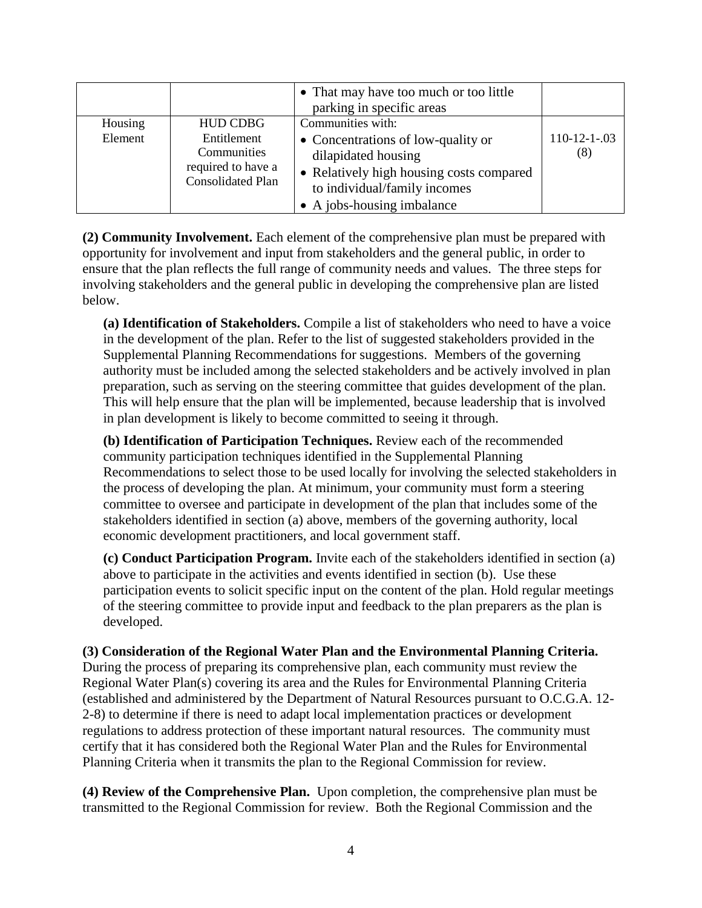| | | • That may have too much or too little parking in specific areas | |
|---|---|---|---|
| Housing Element | HUD CDBG Entitlement Communities required to have a Consolidated Plan | Communities with:<br>• Concentrations of low-quality or dilapidated housing<br>• Relatively high housing costs compared to individual/family incomes<br>• A jobs-housing imbalance | 110-12-1-.03 (8) |

**(2) Community Involvement.** Each element of the comprehensive plan must be prepared with opportunity for involvement and input from stakeholders and the general public, in order to ensure that the plan reflects the full range of community needs and values. The three steps for involving stakeholders and the general public in developing the comprehensive plan are listed below.

**(a) Identification of Stakeholders.** Compile a list of stakeholders who need to have a voice in the development of the plan. Refer to the list of suggested stakeholders provided in the Supplemental Planning Recommendations for suggestions. Members of the governing authority must be included among the selected stakeholders and be actively involved in plan preparation, such as serving on the steering committee that guides development of the plan. This will help ensure that the plan will be implemented, because leadership that is involved in plan development is likely to become committed to seeing it through.

**(b) Identification of Participation Techniques.** Review each of the recommended community participation techniques identified in the Supplemental Planning Recommendations to select those to be used locally for involving the selected stakeholders in the process of developing the plan. At minimum, your community must form a steering committee to oversee and participate in development of the plan that includes some of the stakeholders identified in section (a) above, members of the governing authority, local economic development practitioners, and local government staff.

**(c) Conduct Participation Program.** Invite each of the stakeholders identified in section (a) above to participate in the activities and events identified in section (b). Use these participation events to solicit specific input on the content of the plan. Hold regular meetings of the steering committee to provide input and feedback to the plan preparers as the plan is developed.

**(3) Consideration of the Regional Water Plan and the Environmental Planning Criteria.** During the process of preparing its comprehensive plan, each community must review the Regional Water Plan(s) covering its area and the Rules for Environmental Planning Criteria (established and administered by the Department of Natural Resources pursuant to O.C.G.A. 12-2-8) to determine if there is need to adapt local implementation practices or development regulations to address protection of these important natural resources. The community must certify that it has considered both the Regional Water Plan and the Rules for Environmental Planning Criteria when it transmits the plan to the Regional Commission for review.

**(4) Review of the Comprehensive Plan.** Upon completion, the comprehensive plan must be transmitted to the Regional Commission for review. Both the Regional Commission and the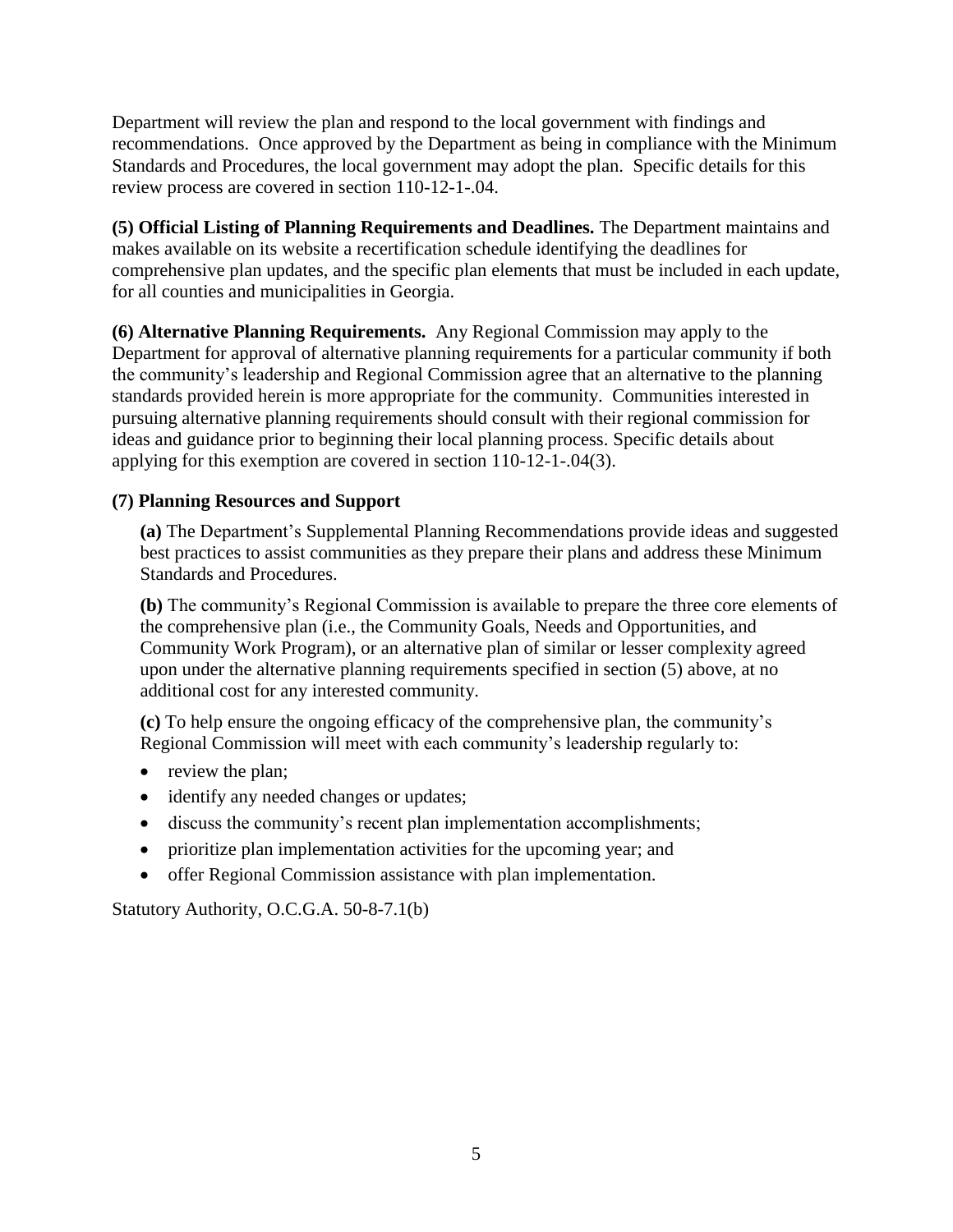Department will review the plan and respond to the local government with findings and recommendations. Once approved by the Department as being in compliance with the Minimum Standards and Procedures, the local government may adopt the plan. Specific details for this review process are covered in section 110-12-1-.04.

**(5) Official Listing of Planning Requirements and Deadlines.** The Department maintains and makes available on its website a recertification schedule identifying the deadlines for comprehensive plan updates, and the specific plan elements that must be included in each update, for all counties and municipalities in Georgia.

**(6) Alternative Planning Requirements.** Any Regional Commission may apply to the Department for approval of alternative planning requirements for a particular community if both the community's leadership and Regional Commission agree that an alternative to the planning standards provided herein is more appropriate for the community. Communities interested in pursuing alternative planning requirements should consult with their regional commission for ideas and guidance prior to beginning their local planning process. Specific details about applying for this exemption are covered in section 110-12-1-.04(3).

**(7) Planning Resources and Support**

**(a)** The Department's Supplemental Planning Recommendations provide ideas and suggested best practices to assist communities as they prepare their plans and address these Minimum Standards and Procedures.

**(b)** The community's Regional Commission is available to prepare the three core elements of the comprehensive plan (i.e., the Community Goals, Needs and Opportunities, and Community Work Program), or an alternative plan of similar or lesser complexity agreed upon under the alternative planning requirements specified in section (5) above, at no additional cost for any interested community.

**(c)** To help ensure the ongoing efficacy of the comprehensive plan, the community's Regional Commission will meet with each community's leadership regularly to:

- review the plan;
- identify any needed changes or updates;
- discuss the community's recent plan implementation accomplishments;
- prioritize plan implementation activities for the upcoming year; and
- offer Regional Commission assistance with plan implementation.

Statutory Authority, O.C.G.A. 50-8-7.1(b)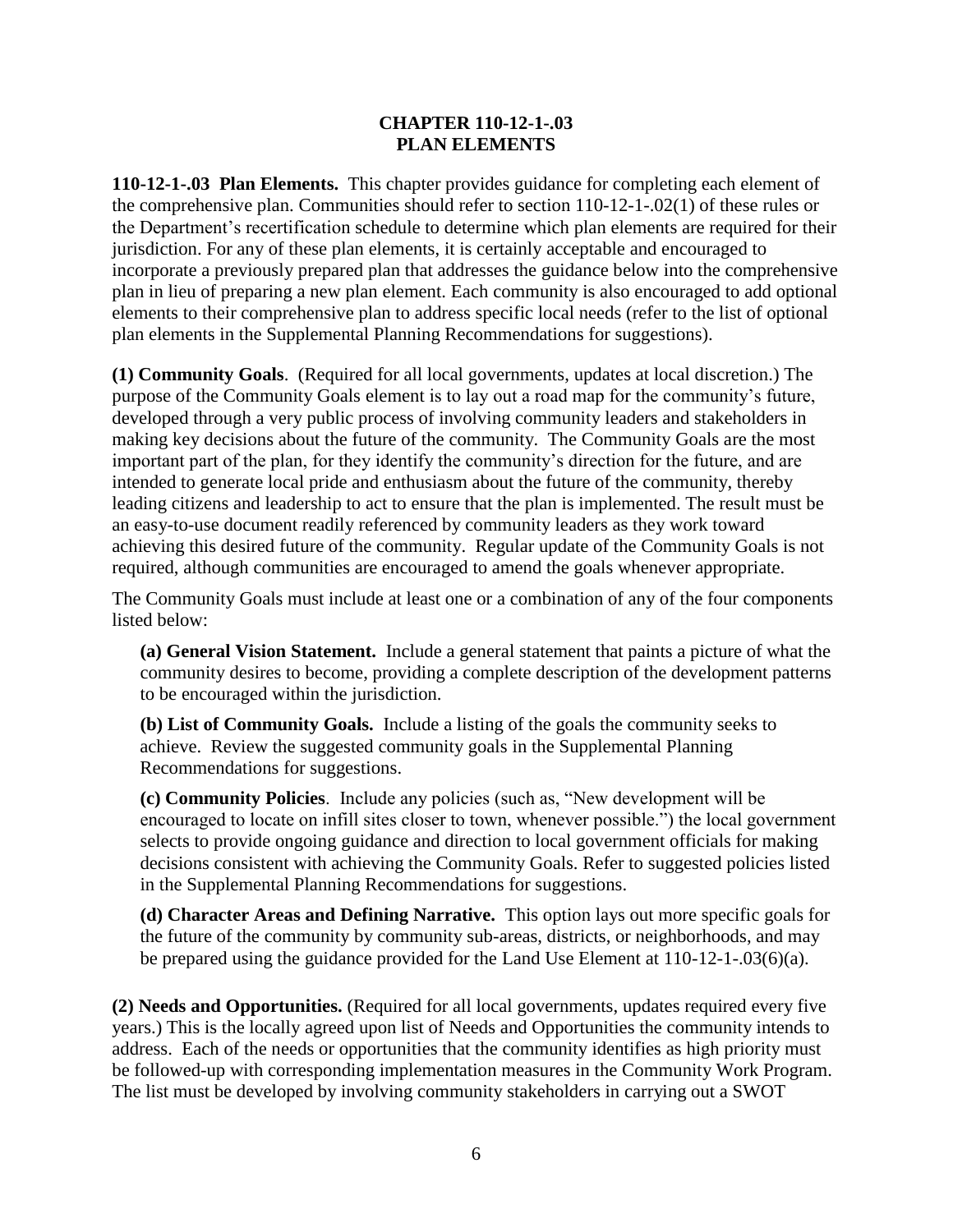# CHAPTER 110-12-1-.03
# PLAN ELEMENTS

**110-12-1-.03 Plan Elements.** This chapter provides guidance for completing each element of the comprehensive plan. Communities should refer to section 110-12-1-.02(1) of these rules or the Department's recertification schedule to determine which plan elements are required for their jurisdiction. For any of these plan elements, it is certainly acceptable and encouraged to incorporate a previously prepared plan that addresses the guidance below into the comprehensive plan in lieu of preparing a new plan element. Each community is also encouraged to add optional elements to their comprehensive plan to address specific local needs (refer to the list of optional plan elements in the Supplemental Planning Recommendations for suggestions).

**(1) Community Goals**. (Required for all local governments, updates at local discretion.) The purpose of the Community Goals element is to lay out a road map for the community's future, developed through a very public process of involving community leaders and stakeholders in making key decisions about the future of the community. The Community Goals are the most important part of the plan, for they identify the community's direction for the future, and are intended to generate local pride and enthusiasm about the future of the community, thereby leading citizens and leadership to act to ensure that the plan is implemented. The result must be an easy-to-use document readily referenced by community leaders as they work toward achieving this desired future of the community. Regular update of the Community Goals is not required, although communities are encouraged to amend the goals whenever appropriate.

The Community Goals must include at least one or a combination of any of the four components listed below:

**(a) General Vision Statement.** Include a general statement that paints a picture of what the community desires to become, providing a complete description of the development patterns to be encouraged within the jurisdiction.

**(b) List of Community Goals.** Include a listing of the goals the community seeks to achieve. Review the suggested community goals in the Supplemental Planning Recommendations for suggestions.

**(c) Community Policies**. Include any policies (such as, "New development will be encouraged to locate on infill sites closer to town, whenever possible.") the local government selects to provide ongoing guidance and direction to local government officials for making decisions consistent with achieving the Community Goals. Refer to suggested policies listed in the Supplemental Planning Recommendations for suggestions.

**(d) Character Areas and Defining Narrative.** This option lays out more specific goals for the future of the community by community sub-areas, districts, or neighborhoods, and may be prepared using the guidance provided for the Land Use Element at 110-12-1-.03(6)(a).

**(2) Needs and Opportunities.** (Required for all local governments, updates required every five years.) This is the locally agreed upon list of Needs and Opportunities the community intends to address. Each of the needs or opportunities that the community identifies as high priority must be followed-up with corresponding implementation measures in the Community Work Program. The list must be developed by involving community stakeholders in carrying out a SWOT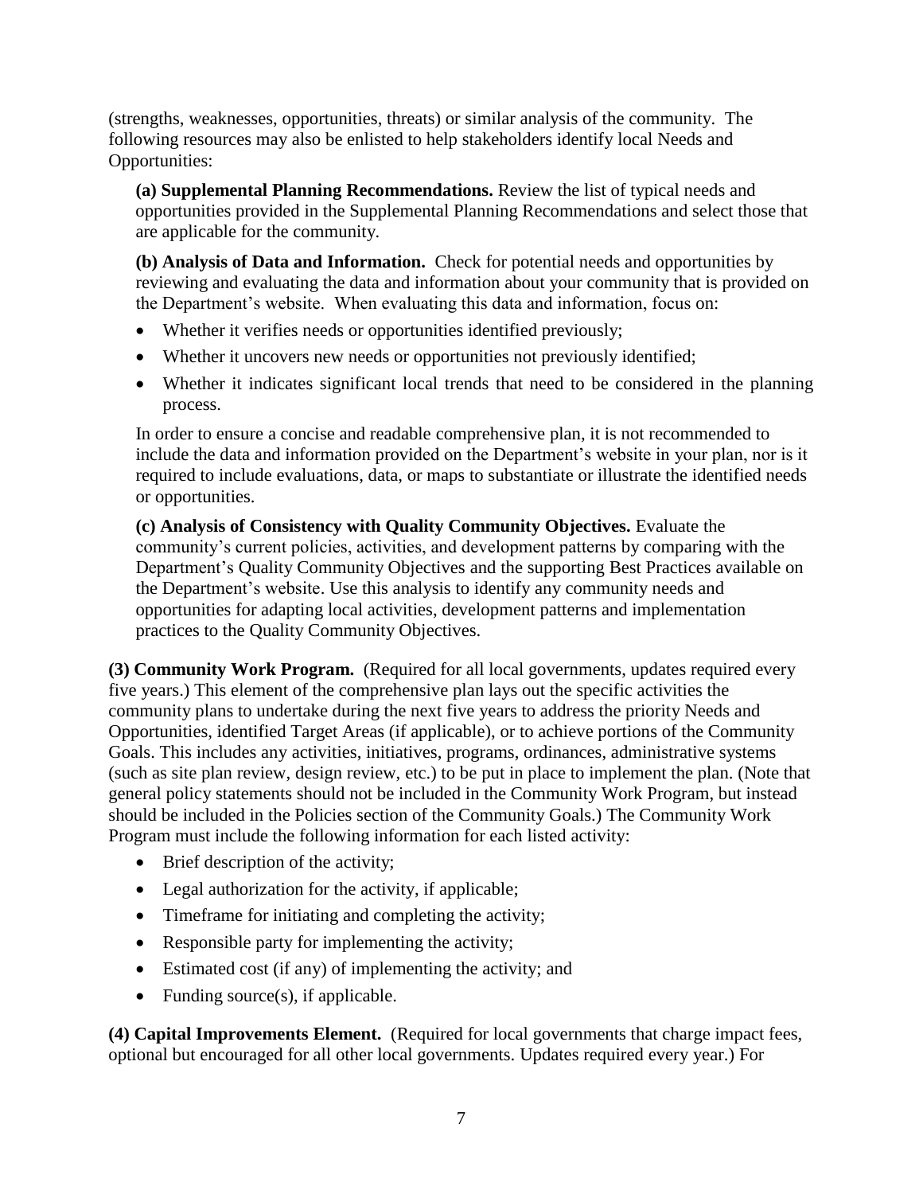(strengths, weaknesses, opportunities, threats) or similar analysis of the community. The following resources may also be enlisted to help stakeholders identify local Needs and Opportunities:

**(a) Supplemental Planning Recommendations.** Review the list of typical needs and opportunities provided in the Supplemental Planning Recommendations and select those that are applicable for the community.

**(b) Analysis of Data and Information.** Check for potential needs and opportunities by reviewing and evaluating the data and information about your community that is provided on the Department's website. When evaluating this data and information, focus on:

- Whether it verifies needs or opportunities identified previously;
- Whether it uncovers new needs or opportunities not previously identified;
- Whether it indicates significant local trends that need to be considered in the planning process.

In order to ensure a concise and readable comprehensive plan, it is not recommended to include the data and information provided on the Department's website in your plan, nor is it required to include evaluations, data, or maps to substantiate or illustrate the identified needs or opportunities.

**(c) Analysis of Consistency with Quality Community Objectives.** Evaluate the community's current policies, activities, and development patterns by comparing with the Department's Quality Community Objectives and the supporting Best Practices available on the Department's website. Use this analysis to identify any community needs and opportunities for adapting local activities, development patterns and implementation practices to the Quality Community Objectives.

**(3) Community Work Program.** (Required for all local governments, updates required every five years.) This element of the comprehensive plan lays out the specific activities the community plans to undertake during the next five years to address the priority Needs and Opportunities, identified Target Areas (if applicable), or to achieve portions of the Community Goals. This includes any activities, initiatives, programs, ordinances, administrative systems (such as site plan review, design review, etc.) to be put in place to implement the plan. (Note that general policy statements should not be included in the Community Work Program, but instead should be included in the Policies section of the Community Goals.) The Community Work Program must include the following information for each listed activity:

- Brief description of the activity;
- Legal authorization for the activity, if applicable;
- Timeframe for initiating and completing the activity;
- Responsible party for implementing the activity;
- Estimated cost (if any) of implementing the activity; and
- Funding source(s), if applicable.

**(4) Capital Improvements Element.** (Required for local governments that charge impact fees, optional but encouraged for all other local governments. Updates required every year.) For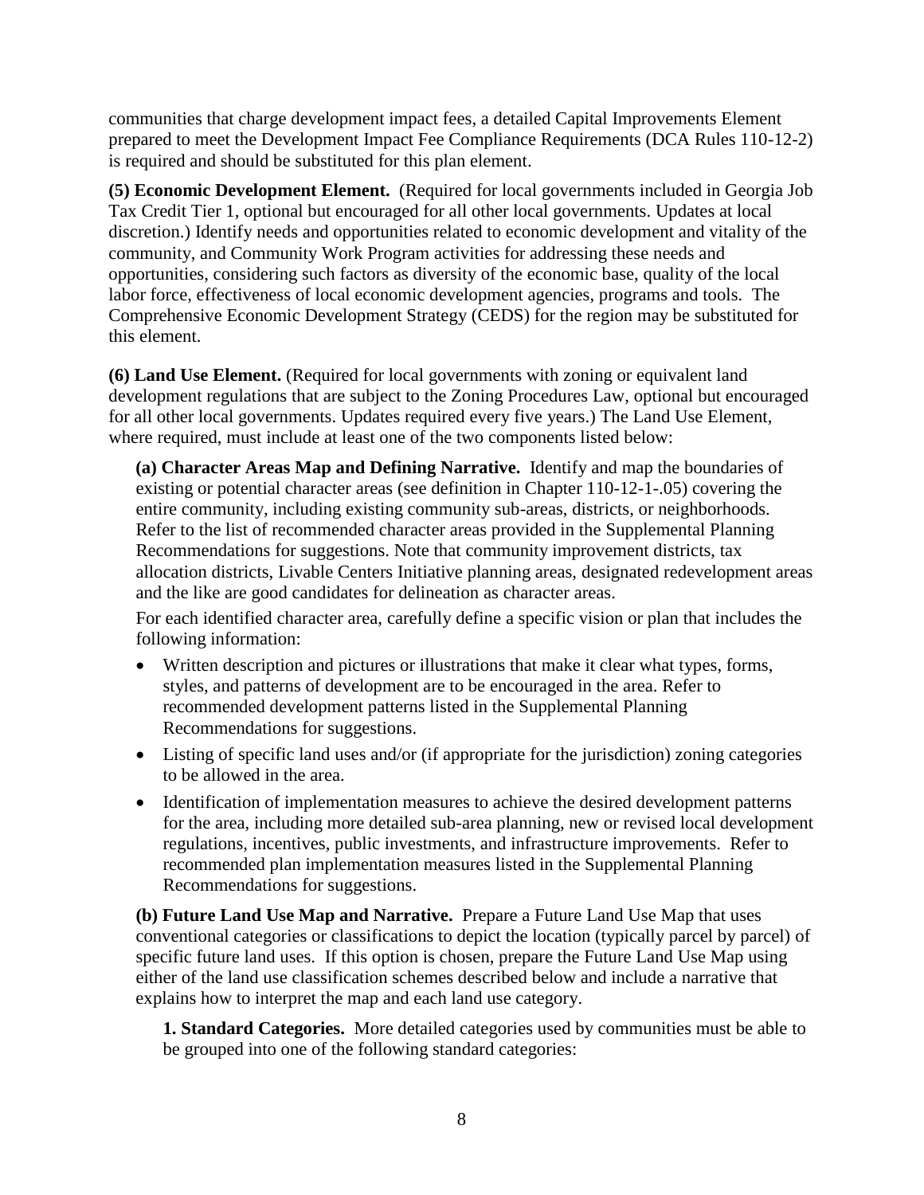communities that charge development impact fees, a detailed Capital Improvements Element prepared to meet the Development Impact Fee Compliance Requirements (DCA Rules 110-12-2) is required and should be substituted for this plan element.

**(5) Economic Development Element.** (Required for local governments included in Georgia Job Tax Credit Tier 1, optional but encouraged for all other local governments. Updates at local discretion.) Identify needs and opportunities related to economic development and vitality of the community, and Community Work Program activities for addressing these needs and opportunities, considering such factors as diversity of the economic base, quality of the local labor force, effectiveness of local economic development agencies, programs and tools. The Comprehensive Economic Development Strategy (CEDS) for the region may be substituted for this element.

**(6) Land Use Element.** (Required for local governments with zoning or equivalent land development regulations that are subject to the Zoning Procedures Law, optional but encouraged for all other local governments. Updates required every five years.) The Land Use Element, where required, must include at least one of the two components listed below:

**(a) Character Areas Map and Defining Narrative.** Identify and map the boundaries of existing or potential character areas (see definition in Chapter 110-12-1-.05) covering the entire community, including existing community sub-areas, districts, or neighborhoods. Refer to the list of recommended character areas provided in the Supplemental Planning Recommendations for suggestions. Note that community improvement districts, tax allocation districts, Livable Centers Initiative planning areas, designated redevelopment areas and the like are good candidates for delineation as character areas.

For each identified character area, carefully define a specific vision or plan that includes the following information:

- Written description and pictures or illustrations that make it clear what types, forms, styles, and patterns of development are to be encouraged in the area. Refer to recommended development patterns listed in the Supplemental Planning Recommendations for suggestions.
- Listing of specific land uses and/or (if appropriate for the jurisdiction) zoning categories to be allowed in the area.
- Identification of implementation measures to achieve the desired development patterns for the area, including more detailed sub-area planning, new or revised local development regulations, incentives, public investments, and infrastructure improvements. Refer to recommended plan implementation measures listed in the Supplemental Planning Recommendations for suggestions.

**(b) Future Land Use Map and Narrative.** Prepare a Future Land Use Map that uses conventional categories or classifications to depict the location (typically parcel by parcel) of specific future land uses. If this option is chosen, prepare the Future Land Use Map using either of the land use classification schemes described below and include a narrative that explains how to interpret the map and each land use category.

**1. Standard Categories.** More detailed categories used by communities must be able to be grouped into one of the following standard categories: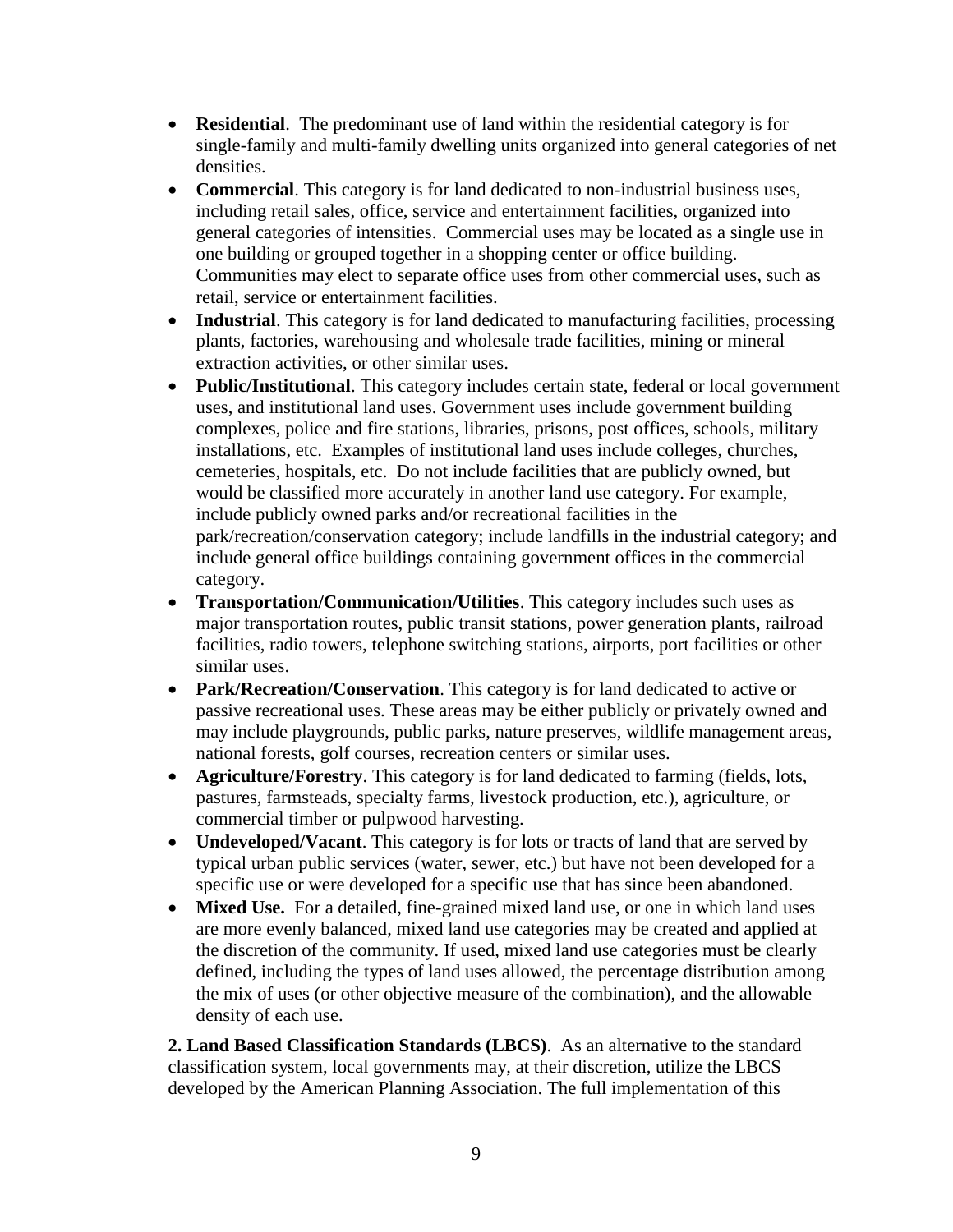- **Residential**. The predominant use of land within the residential category is for single-family and multi-family dwelling units organized into general categories of net densities.
- **Commercial**. This category is for land dedicated to non-industrial business uses, including retail sales, office, service and entertainment facilities, organized into general categories of intensities. Commercial uses may be located as a single use in one building or grouped together in a shopping center or office building. Communities may elect to separate office uses from other commercial uses, such as retail, service or entertainment facilities.
- **Industrial**. This category is for land dedicated to manufacturing facilities, processing plants, factories, warehousing and wholesale trade facilities, mining or mineral extraction activities, or other similar uses.
- **Public/Institutional**. This category includes certain state, federal or local government uses, and institutional land uses. Government uses include government building complexes, police and fire stations, libraries, prisons, post offices, schools, military installations, etc. Examples of institutional land uses include colleges, churches, cemeteries, hospitals, etc. Do not include facilities that are publicly owned, but would be classified more accurately in another land use category. For example, include publicly owned parks and/or recreational facilities in the park/recreation/conservation category; include landfills in the industrial category; and include general office buildings containing government offices in the commercial category.
- **Transportation/Communication/Utilities**. This category includes such uses as major transportation routes, public transit stations, power generation plants, railroad facilities, radio towers, telephone switching stations, airports, port facilities or other similar uses.
- **Park/Recreation/Conservation**. This category is for land dedicated to active or passive recreational uses. These areas may be either publicly or privately owned and may include playgrounds, public parks, nature preserves, wildlife management areas, national forests, golf courses, recreation centers or similar uses.
- **Agriculture/Forestry**. This category is for land dedicated to farming (fields, lots, pastures, farmsteads, specialty farms, livestock production, etc.), agriculture, or commercial timber or pulpwood harvesting.
- **Undeveloped/Vacant**. This category is for lots or tracts of land that are served by typical urban public services (water, sewer, etc.) but have not been developed for a specific use or were developed for a specific use that has since been abandoned.
- **Mixed Use.** For a detailed, fine-grained mixed land use, or one in which land uses are more evenly balanced, mixed land use categories may be created and applied at the discretion of the community. If used, mixed land use categories must be clearly defined, including the types of land uses allowed, the percentage distribution among the mix of uses (or other objective measure of the combination), and the allowable density of each use.

**2. Land Based Classification Standards (LBCS)**. As an alternative to the standard classification system, local governments may, at their discretion, utilize the LBCS developed by the American Planning Association. The full implementation of this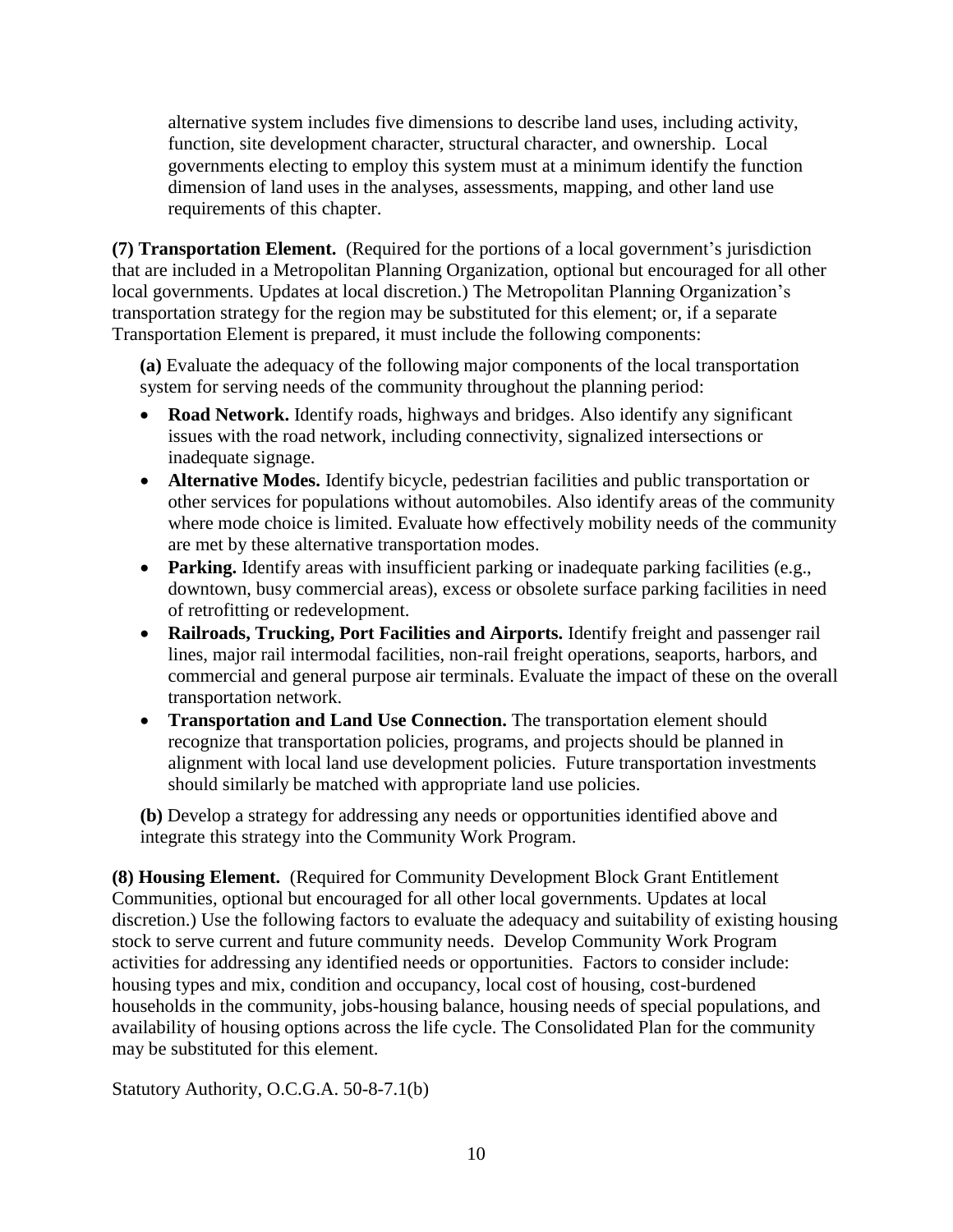alternative system includes five dimensions to describe land uses, including activity, function, site development character, structural character, and ownership. Local governments electing to employ this system must at a minimum identify the function dimension of land uses in the analyses, assessments, mapping, and other land use requirements of this chapter.

**(7) Transportation Element.** (Required for the portions of a local government's jurisdiction that are included in a Metropolitan Planning Organization, optional but encouraged for all other local governments. Updates at local discretion.) The Metropolitan Planning Organization's transportation strategy for the region may be substituted for this element; or, if a separate Transportation Element is prepared, it must include the following components:

**(a)** Evaluate the adequacy of the following major components of the local transportation system for serving needs of the community throughout the planning period:

- **Road Network.** Identify roads, highways and bridges. Also identify any significant issues with the road network, including connectivity, signalized intersections or inadequate signage.
- **Alternative Modes.** Identify bicycle, pedestrian facilities and public transportation or other services for populations without automobiles. Also identify areas of the community where mode choice is limited. Evaluate how effectively mobility needs of the community are met by these alternative transportation modes.
- **Parking.** Identify areas with insufficient parking or inadequate parking facilities (e.g., downtown, busy commercial areas), excess or obsolete surface parking facilities in need of retrofitting or redevelopment.
- **Railroads, Trucking, Port Facilities and Airports.** Identify freight and passenger rail lines, major rail intermodal facilities, non-rail freight operations, seaports, harbors, and commercial and general purpose air terminals. Evaluate the impact of these on the overall transportation network.
- **Transportation and Land Use Connection.** The transportation element should recognize that transportation policies, programs, and projects should be planned in alignment with local land use development policies. Future transportation investments should similarly be matched with appropriate land use policies.

**(b)** Develop a strategy for addressing any needs or opportunities identified above and integrate this strategy into the Community Work Program.

**(8) Housing Element.** (Required for Community Development Block Grant Entitlement Communities, optional but encouraged for all other local governments. Updates at local discretion.) Use the following factors to evaluate the adequacy and suitability of existing housing stock to serve current and future community needs. Develop Community Work Program activities for addressing any identified needs or opportunities. Factors to consider include: housing types and mix, condition and occupancy, local cost of housing, cost-burdened households in the community, jobs-housing balance, housing needs of special populations, and availability of housing options across the life cycle. The Consolidated Plan for the community may be substituted for this element.

Statutory Authority, O.C.G.A. 50-8-7.1(b)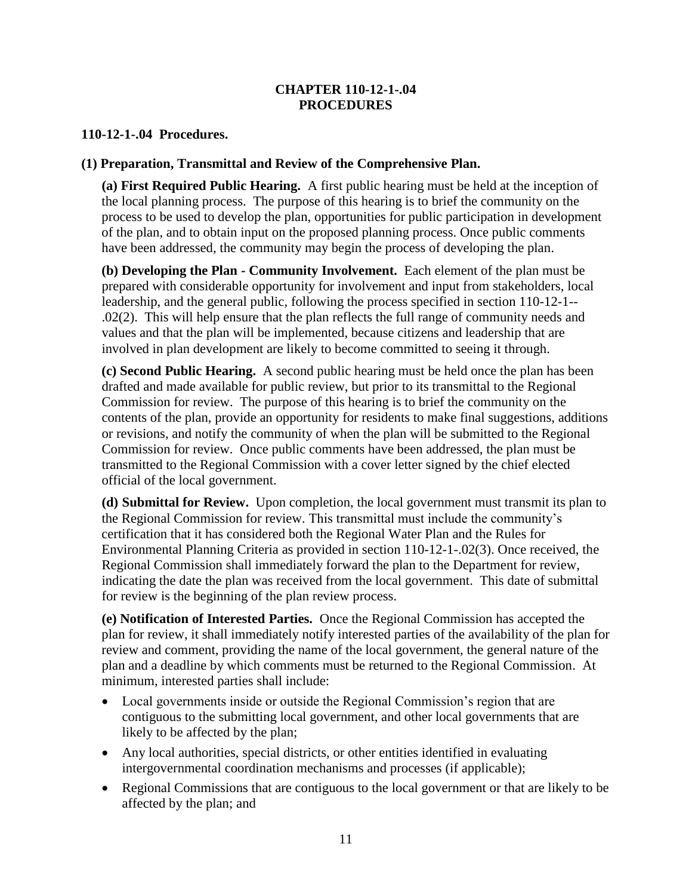# CHAPTER 110-12-1-.04
# PROCEDURES

## 110-12-1-.04 Procedures.

### (1) Preparation, Transmittal and Review of the Comprehensive Plan.

**(a) First Required Public Hearing.** A first public hearing must be held at the inception of the local planning process. The purpose of this hearing is to brief the community on the process to be used to develop the plan, opportunities for public participation in development of the plan, and to obtain input on the proposed planning process. Once public comments have been addressed, the community may begin the process of developing the plan.

**(b) Developing the Plan - Community Involvement.** Each element of the plan must be prepared with considerable opportunity for involvement and input from stakeholders, local leadership, and the general public, following the process specified in section 110-12-1--.02(2). This will help ensure that the plan reflects the full range of community needs and values and that the plan will be implemented, because citizens and leadership that are involved in plan development are likely to become committed to seeing it through.

**(c) Second Public Hearing.** A second public hearing must be held once the plan has been drafted and made available for public review, but prior to its transmittal to the Regional Commission for review. The purpose of this hearing is to brief the community on the contents of the plan, provide an opportunity for residents to make final suggestions, additions or revisions, and notify the community of when the plan will be submitted to the Regional Commission for review. Once public comments have been addressed, the plan must be transmitted to the Regional Commission with a cover letter signed by the chief elected official of the local government.

**(d) Submittal for Review.** Upon completion, the local government must transmit its plan to the Regional Commission for review. This transmittal must include the community's certification that it has considered both the Regional Water Plan and the Rules for Environmental Planning Criteria as provided in section 110-12-1-.02(3). Once received, the Regional Commission shall immediately forward the plan to the Department for review, indicating the date the plan was received from the local government. This date of submittal for review is the beginning of the plan review process.

**(e) Notification of Interested Parties.** Once the Regional Commission has accepted the plan for review, it shall immediately notify interested parties of the availability of the plan for review and comment, providing the name of the local government, the general nature of the plan and a deadline by which comments must be returned to the Regional Commission. At minimum, interested parties shall include:

- Local governments inside or outside the Regional Commission's region that are contiguous to the submitting local government, and other local governments that are likely to be affected by the plan;
- Any local authorities, special districts, or other entities identified in evaluating intergovernmental coordination mechanisms and processes (if applicable);
- Regional Commissions that are contiguous to the local government or that are likely to be affected by the plan; and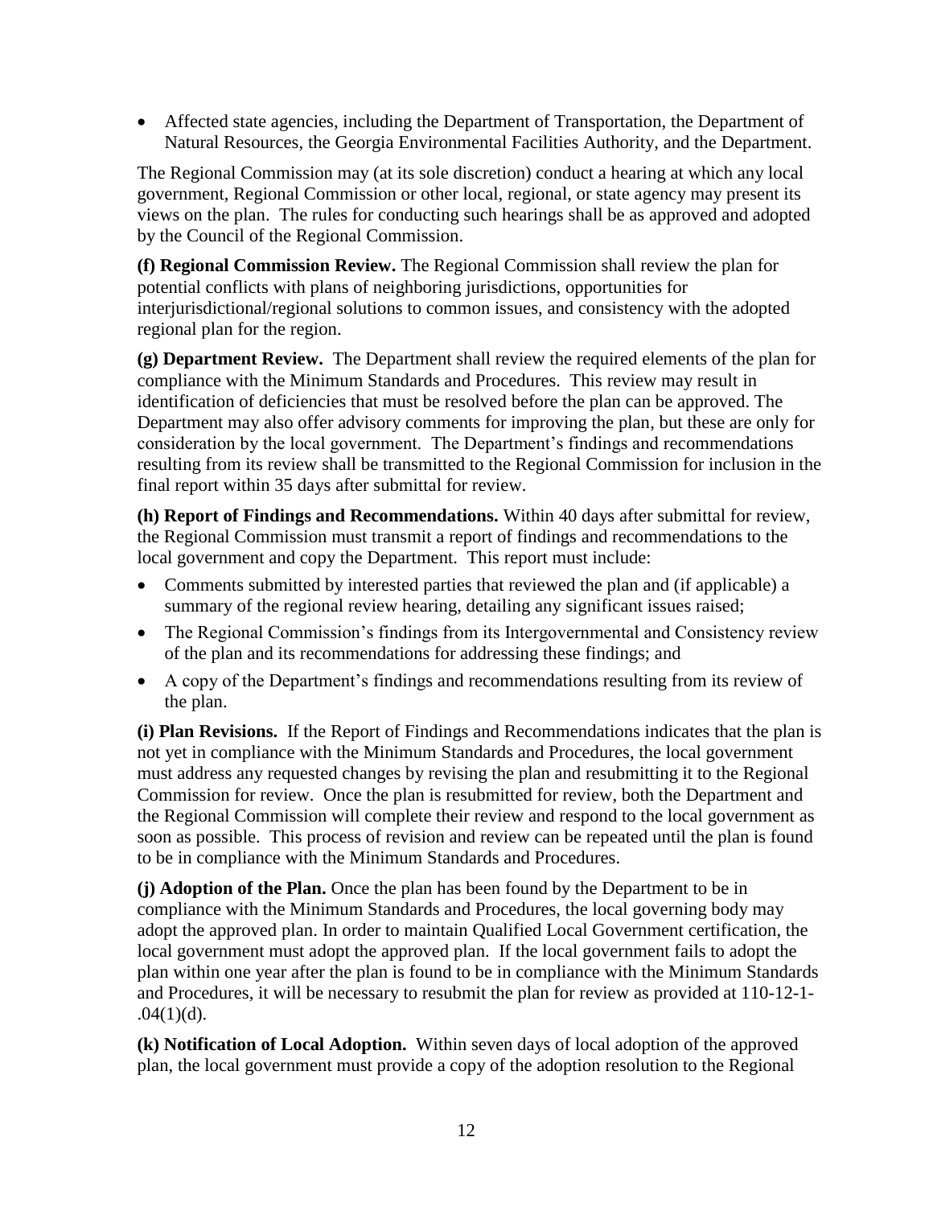- Affected state agencies, including the Department of Transportation, the Department of Natural Resources, the Georgia Environmental Facilities Authority, and the Department.

The Regional Commission may (at its sole discretion) conduct a hearing at which any local government, Regional Commission or other local, regional, or state agency may present its views on the plan. The rules for conducting such hearings shall be as approved and adopted by the Council of the Regional Commission.

**(f) Regional Commission Review.** The Regional Commission shall review the plan for potential conflicts with plans of neighboring jurisdictions, opportunities for interjurisdictional/regional solutions to common issues, and consistency with the adopted regional plan for the region.

**(g) Department Review.** The Department shall review the required elements of the plan for compliance with the Minimum Standards and Procedures. This review may result in identification of deficiencies that must be resolved before the plan can be approved. The Department may also offer advisory comments for improving the plan, but these are only for consideration by the local government. The Department's findings and recommendations resulting from its review shall be transmitted to the Regional Commission for inclusion in the final report within 35 days after submittal for review.

**(h) Report of Findings and Recommendations.** Within 40 days after submittal for review, the Regional Commission must transmit a report of findings and recommendations to the local government and copy the Department. This report must include:

- Comments submitted by interested parties that reviewed the plan and (if applicable) a summary of the regional review hearing, detailing any significant issues raised;
- The Regional Commission's findings from its Intergovernmental and Consistency review of the plan and its recommendations for addressing these findings; and
- A copy of the Department's findings and recommendations resulting from its review of the plan.

**(i) Plan Revisions.** If the Report of Findings and Recommendations indicates that the plan is not yet in compliance with the Minimum Standards and Procedures, the local government must address any requested changes by revising the plan and resubmitting it to the Regional Commission for review. Once the plan is resubmitted for review, both the Department and the Regional Commission will complete their review and respond to the local government as soon as possible. This process of revision and review can be repeated until the plan is found to be in compliance with the Minimum Standards and Procedures.

**(j) Adoption of the Plan.** Once the plan has been found by the Department to be in compliance with the Minimum Standards and Procedures, the local governing body may adopt the approved plan. In order to maintain Qualified Local Government certification, the local government must adopt the approved plan. If the local government fails to adopt the plan within one year after the plan is found to be in compliance with the Minimum Standards and Procedures, it will be necessary to resubmit the plan for review as provided at 110-12-1-.04(1)(d).

**(k) Notification of Local Adoption.** Within seven days of local adoption of the approved plan, the local government must provide a copy of the adoption resolution to the Regional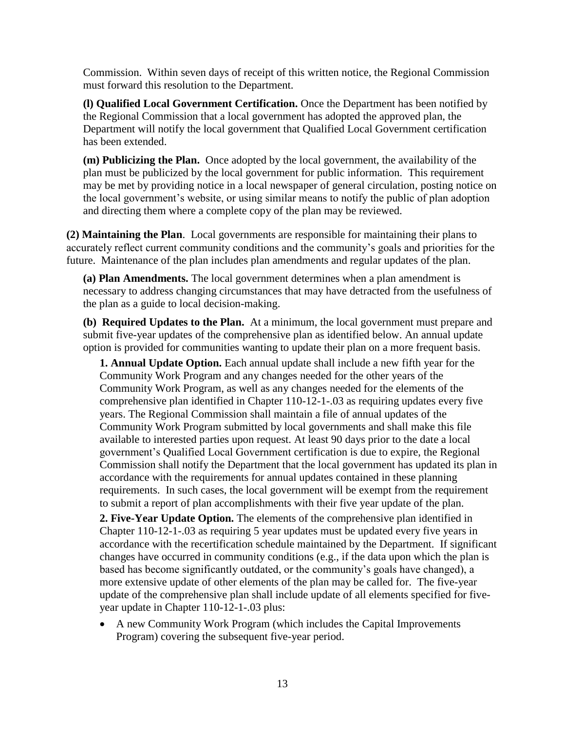Commission. Within seven days of receipt of this written notice, the Regional Commission must forward this resolution to the Department.

**(l) Qualified Local Government Certification.** Once the Department has been notified by the Regional Commission that a local government has adopted the approved plan, the Department will notify the local government that Qualified Local Government certification has been extended.

**(m) Publicizing the Plan.** Once adopted by the local government, the availability of the plan must be publicized by the local government for public information. This requirement may be met by providing notice in a local newspaper of general circulation, posting notice on the local government's website, or using similar means to notify the public of plan adoption and directing them where a complete copy of the plan may be reviewed.

**(2) Maintaining the Plan**. Local governments are responsible for maintaining their plans to accurately reflect current community conditions and the community's goals and priorities for the future. Maintenance of the plan includes plan amendments and regular updates of the plan.

**(a) Plan Amendments.** The local government determines when a plan amendment is necessary to address changing circumstances that may have detracted from the usefulness of the plan as a guide to local decision-making.

**(b) Required Updates to the Plan.** At a minimum, the local government must prepare and submit five-year updates of the comprehensive plan as identified below. An annual update option is provided for communities wanting to update their plan on a more frequent basis.

**1. Annual Update Option.** Each annual update shall include a new fifth year for the Community Work Program and any changes needed for the other years of the Community Work Program, as well as any changes needed for the elements of the comprehensive plan identified in Chapter 110-12-1-.03 as requiring updates every five years. The Regional Commission shall maintain a file of annual updates of the Community Work Program submitted by local governments and shall make this file available to interested parties upon request. At least 90 days prior to the date a local government's Qualified Local Government certification is due to expire, the Regional Commission shall notify the Department that the local government has updated its plan in accordance with the requirements for annual updates contained in these planning requirements. In such cases, the local government will be exempt from the requirement to submit a report of plan accomplishments with their five year update of the plan.

**2. Five-Year Update Option.** The elements of the comprehensive plan identified in Chapter 110-12-1-.03 as requiring 5 year updates must be updated every five years in accordance with the recertification schedule maintained by the Department. If significant changes have occurred in community conditions (e.g., if the data upon which the plan is based has become significantly outdated, or the community's goals have changed), a more extensive update of other elements of the plan may be called for. The five-year update of the comprehensive plan shall include update of all elements specified for five-year update in Chapter 110-12-1-.03 plus:

- A new Community Work Program (which includes the Capital Improvements Program) covering the subsequent five-year period.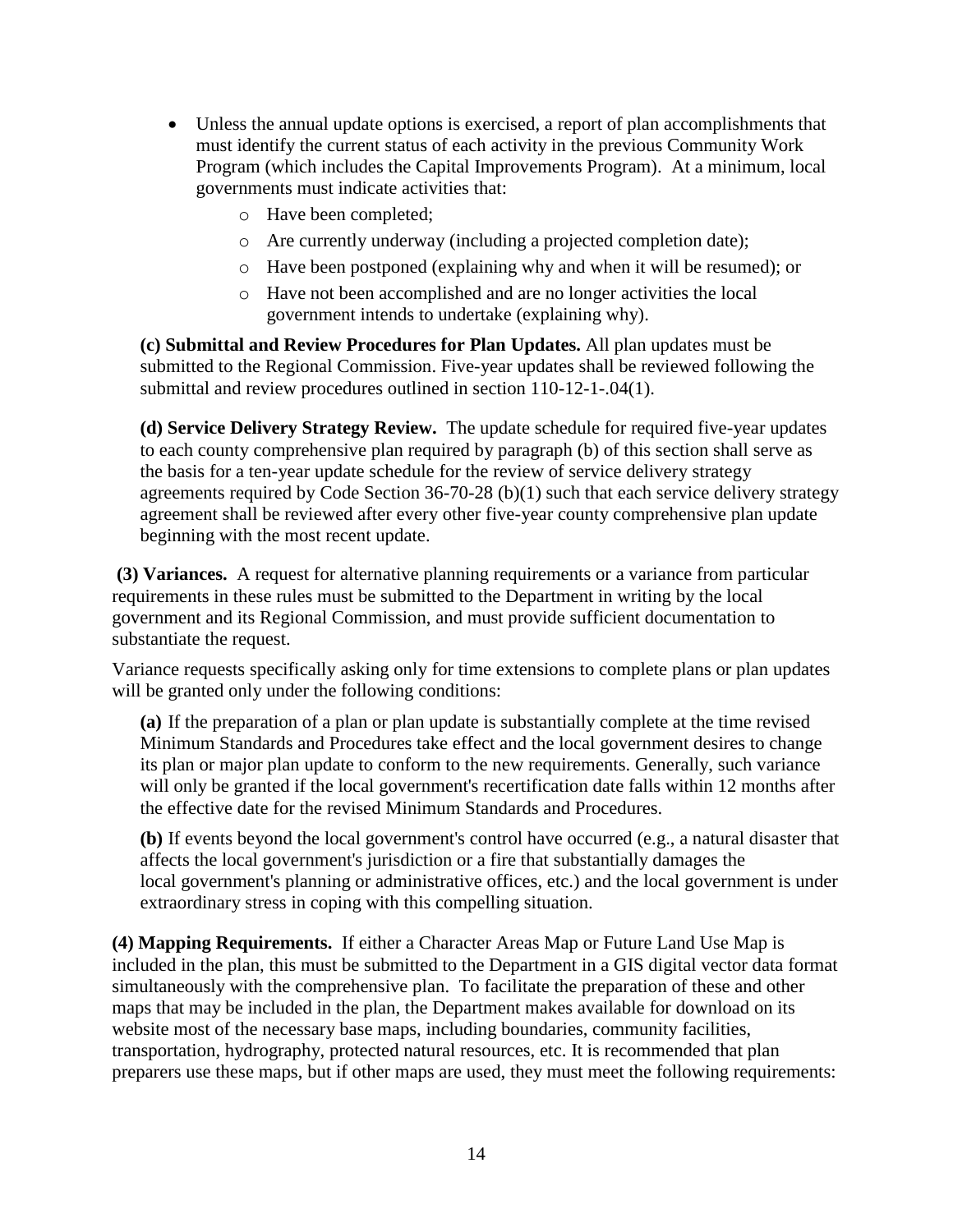- Unless the annual update options is exercised, a report of plan accomplishments that must identify the current status of each activity in the previous Community Work Program (which includes the Capital Improvements Program). At a minimum, local governments must indicate activities that:
    - Have been completed;
    - Are currently underway (including a projected completion date);
    - Have been postponed (explaining why and when it will be resumed); or
    - Have not been accomplished and are no longer activities the local government intends to undertake (explaining why).

**(c) Submittal and Review Procedures for Plan Updates.** All plan updates must be submitted to the Regional Commission. Five-year updates shall be reviewed following the submittal and review procedures outlined in section 110-12-1-.04(1).

**(d) Service Delivery Strategy Review.** The update schedule for required five-year updates to each county comprehensive plan required by paragraph (b) of this section shall serve as the basis for a ten-year update schedule for the review of service delivery strategy agreements required by Code Section 36-70-28 (b)(1) such that each service delivery strategy agreement shall be reviewed after every other five-year county comprehensive plan update beginning with the most recent update.

**(3) Variances.** A request for alternative planning requirements or a variance from particular requirements in these rules must be submitted to the Department in writing by the local government and its Regional Commission, and must provide sufficient documentation to substantiate the request.

Variance requests specifically asking only for time extensions to complete plans or plan updates will be granted only under the following conditions:

**(a)** If the preparation of a plan or plan update is substantially complete at the time revised Minimum Standards and Procedures take effect and the local government desires to change its plan or major plan update to conform to the new requirements. Generally, such variance will only be granted if the local government's recertification date falls within 12 months after the effective date for the revised Minimum Standards and Procedures.

**(b)** If events beyond the local government's control have occurred (e.g., a natural disaster that affects the local government's jurisdiction or a fire that substantially damages the local government's planning or administrative offices, etc.) and the local government is under extraordinary stress in coping with this compelling situation.

**(4) Mapping Requirements.** If either a Character Areas Map or Future Land Use Map is included in the plan, this must be submitted to the Department in a GIS digital vector data format simultaneously with the comprehensive plan. To facilitate the preparation of these and other maps that may be included in the plan, the Department makes available for download on its website most of the necessary base maps, including boundaries, community facilities, transportation, hydrography, protected natural resources, etc. It is recommended that plan preparers use these maps, but if other maps are used, they must meet the following requirements: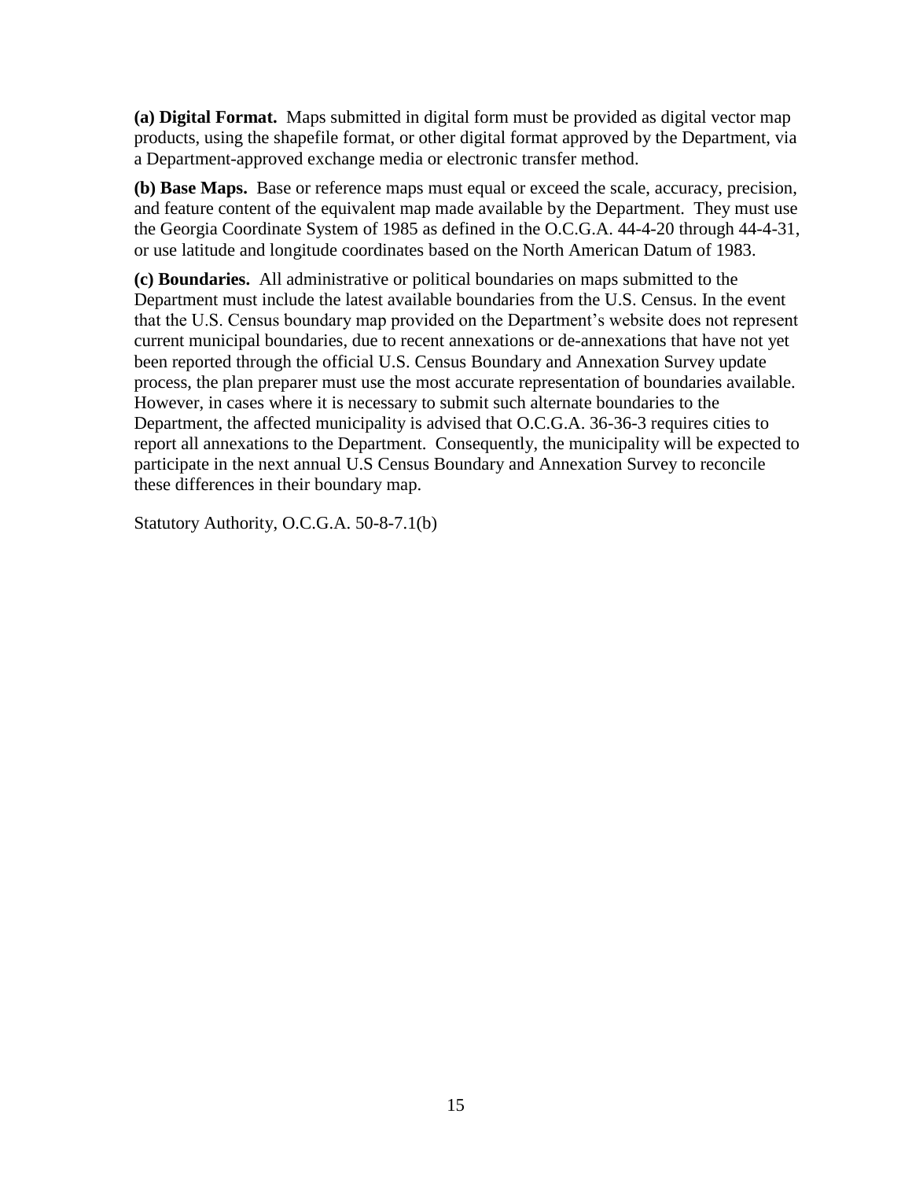**(a) Digital Format.** Maps submitted in digital form must be provided as digital vector map products, using the shapefile format, or other digital format approved by the Department, via a Department-approved exchange media or electronic transfer method.

**(b) Base Maps.** Base or reference maps must equal or exceed the scale, accuracy, precision, and feature content of the equivalent map made available by the Department. They must use the Georgia Coordinate System of 1985 as defined in the O.C.G.A. 44-4-20 through 44-4-31, or use latitude and longitude coordinates based on the North American Datum of 1983.

**(c) Boundaries.** All administrative or political boundaries on maps submitted to the Department must include the latest available boundaries from the U.S. Census. In the event that the U.S. Census boundary map provided on the Department's website does not represent current municipal boundaries, due to recent annexations or de-annexations that have not yet been reported through the official U.S. Census Boundary and Annexation Survey update process, the plan preparer must use the most accurate representation of boundaries available. However, in cases where it is necessary to submit such alternate boundaries to the Department, the affected municipality is advised that O.C.G.A. 36-36-3 requires cities to report all annexations to the Department. Consequently, the municipality will be expected to participate in the next annual U.S Census Boundary and Annexation Survey to reconcile these differences in their boundary map.

Statutory Authority, O.C.G.A. 50-8-7.1(b)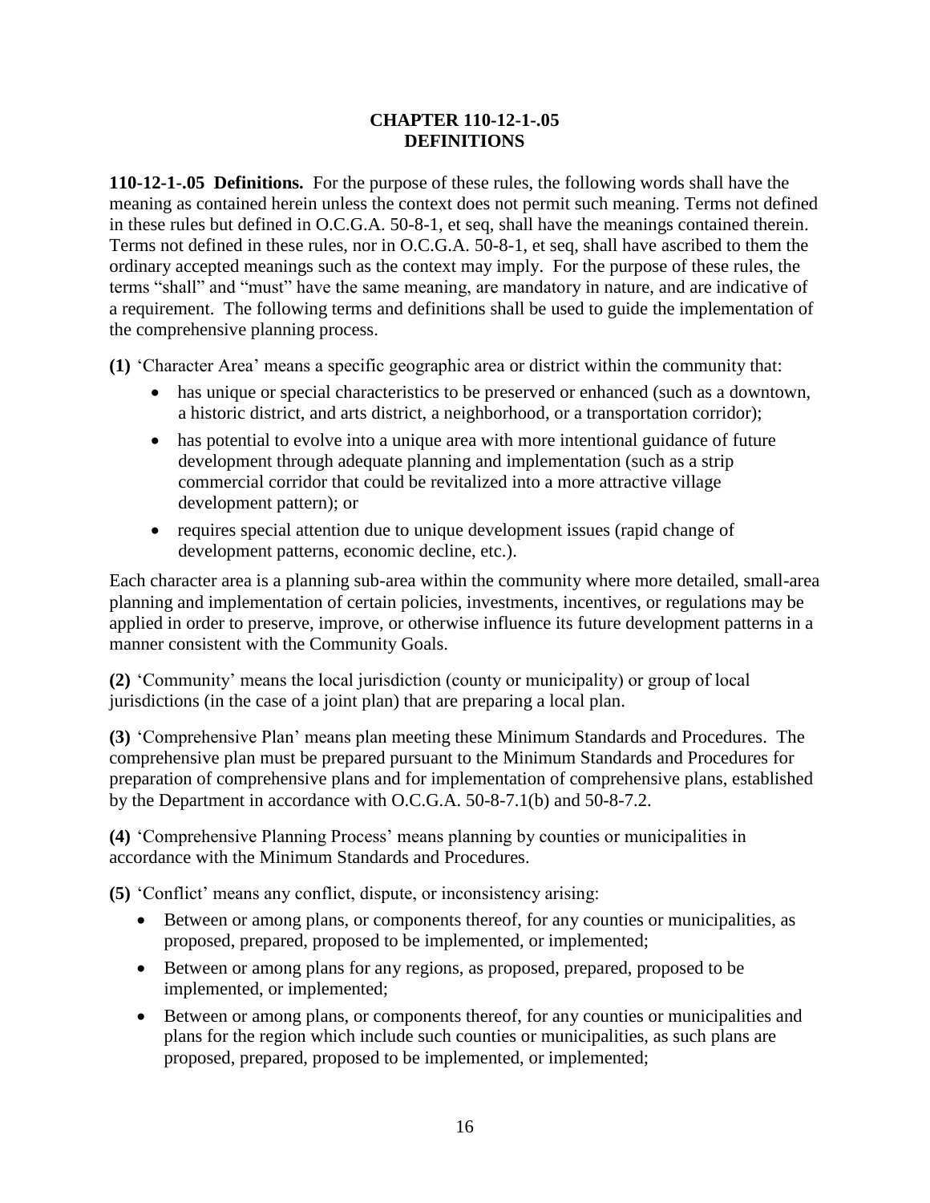**CHAPTER 110-12-1-.05**
**DEFINITIONS**

**110-12-1-.05 Definitions.** For the purpose of these rules, the following words shall have the meaning as contained herein unless the context does not permit such meaning. Terms not defined in these rules but defined in O.C.G.A. 50-8-1, et seq, shall have the meanings contained therein. Terms not defined in these rules, nor in O.C.G.A. 50-8-1, et seq, shall have ascribed to them the ordinary accepted meanings such as the context may imply. For the purpose of these rules, the terms "shall" and "must" have the same meaning, are mandatory in nature, and are indicative of a requirement. The following terms and definitions shall be used to guide the implementation of the comprehensive planning process.

**(1)** 'Character Area' means a specific geographic area or district within the community that:

- has unique or special characteristics to be preserved or enhanced (such as a downtown, a historic district, and arts district, a neighborhood, or a transportation corridor);
- has potential to evolve into a unique area with more intentional guidance of future development through adequate planning and implementation (such as a strip commercial corridor that could be revitalized into a more attractive village development pattern); or
- requires special attention due to unique development issues (rapid change of development patterns, economic decline, etc.).

Each character area is a planning sub-area within the community where more detailed, small-area planning and implementation of certain policies, investments, incentives, or regulations may be applied in order to preserve, improve, or otherwise influence its future development patterns in a manner consistent with the Community Goals.

**(2)** 'Community' means the local jurisdiction (county or municipality) or group of local jurisdictions (in the case of a joint plan) that are preparing a local plan.

**(3)** 'Comprehensive Plan' means plan meeting these Minimum Standards and Procedures. The comprehensive plan must be prepared pursuant to the Minimum Standards and Procedures for preparation of comprehensive plans and for implementation of comprehensive plans, established by the Department in accordance with O.C.G.A. 50-8-7.1(b) and 50-8-7.2.

**(4)** 'Comprehensive Planning Process' means planning by counties or municipalities in accordance with the Minimum Standards and Procedures.

**(5)** 'Conflict' means any conflict, dispute, or inconsistency arising:

- Between or among plans, or components thereof, for any counties or municipalities, as proposed, prepared, proposed to be implemented, or implemented;
- Between or among plans for any regions, as proposed, prepared, proposed to be implemented, or implemented;
- Between or among plans, or components thereof, for any counties or municipalities and plans for the region which include such counties or municipalities, as such plans are proposed, prepared, proposed to be implemented, or implemented;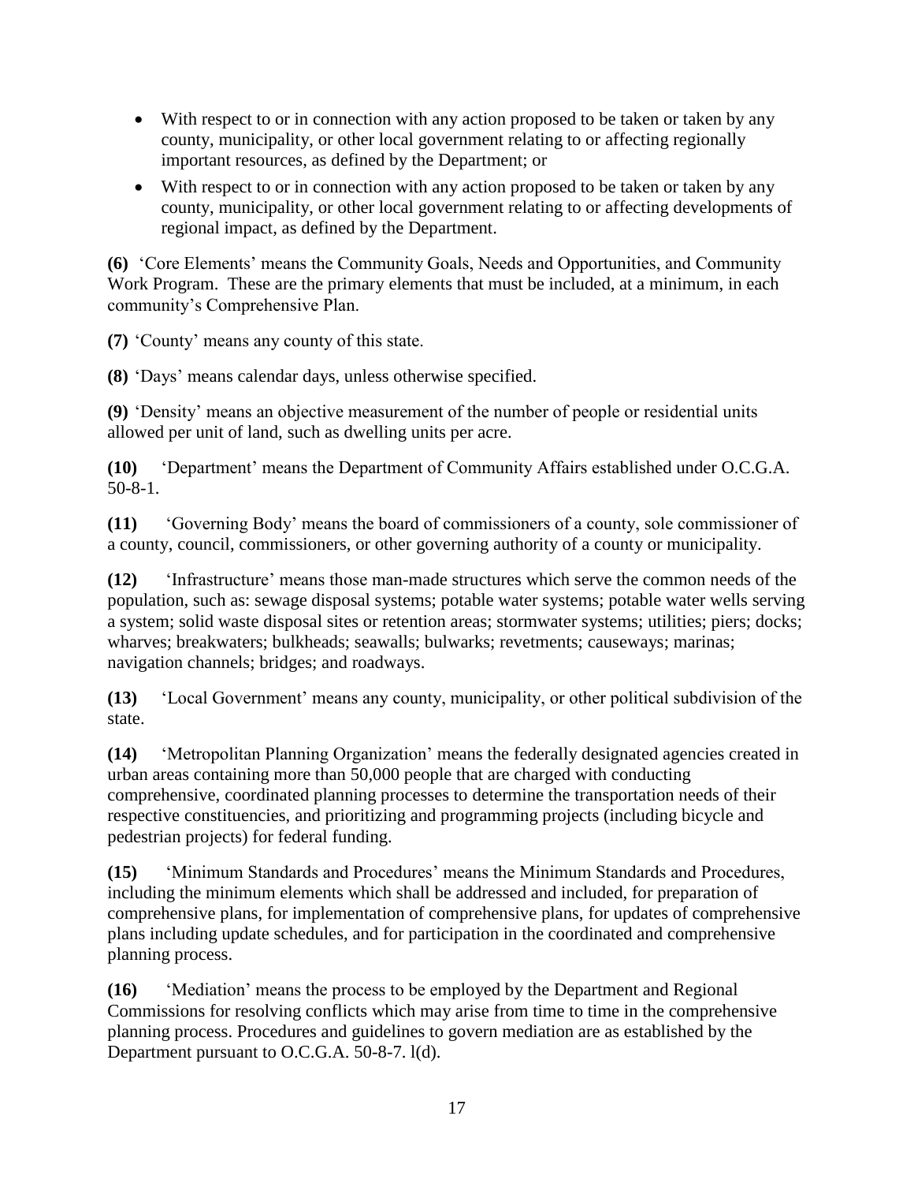- With respect to or in connection with any action proposed to be taken or taken by any county, municipality, or other local government relating to or affecting regionally important resources, as defined by the Department; or
- With respect to or in connection with any action proposed to be taken or taken by any county, municipality, or other local government relating to or affecting developments of regional impact, as defined by the Department.

**(6)** 'Core Elements' means the Community Goals, Needs and Opportunities, and Community Work Program. These are the primary elements that must be included, at a minimum, in each community's Comprehensive Plan.

**(7)** 'County' means any county of this state.

**(8)** 'Days' means calendar days, unless otherwise specified.

**(9)** 'Density' means an objective measurement of the number of people or residential units allowed per unit of land, such as dwelling units per acre.

**(10)** 'Department' means the Department of Community Affairs established under O.C.G.A. 50-8-1.

**(11)** 'Governing Body' means the board of commissioners of a county, sole commissioner of a county, council, commissioners, or other governing authority of a county or municipality.

**(12)** 'Infrastructure' means those man-made structures which serve the common needs of the population, such as: sewage disposal systems; potable water systems; potable water wells serving a system; solid waste disposal sites or retention areas; stormwater systems; utilities; piers; docks; wharves; breakwaters; bulkheads; seawalls; bulwarks; revetments; causeways; marinas; navigation channels; bridges; and roadways.

**(13)** 'Local Government' means any county, municipality, or other political subdivision of the state.

**(14)** 'Metropolitan Planning Organization' means the federally designated agencies created in urban areas containing more than 50,000 people that are charged with conducting comprehensive, coordinated planning processes to determine the transportation needs of their respective constituencies, and prioritizing and programming projects (including bicycle and pedestrian projects) for federal funding.

**(15)** 'Minimum Standards and Procedures' means the Minimum Standards and Procedures, including the minimum elements which shall be addressed and included, for preparation of comprehensive plans, for implementation of comprehensive plans, for updates of comprehensive plans including update schedules, and for participation in the coordinated and comprehensive planning process.

**(16)** 'Mediation' means the process to be employed by the Department and Regional Commissions for resolving conflicts which may arise from time to time in the comprehensive planning process. Procedures and guidelines to govern mediation are as established by the Department pursuant to O.C.G.A. 50-8-7. l(d).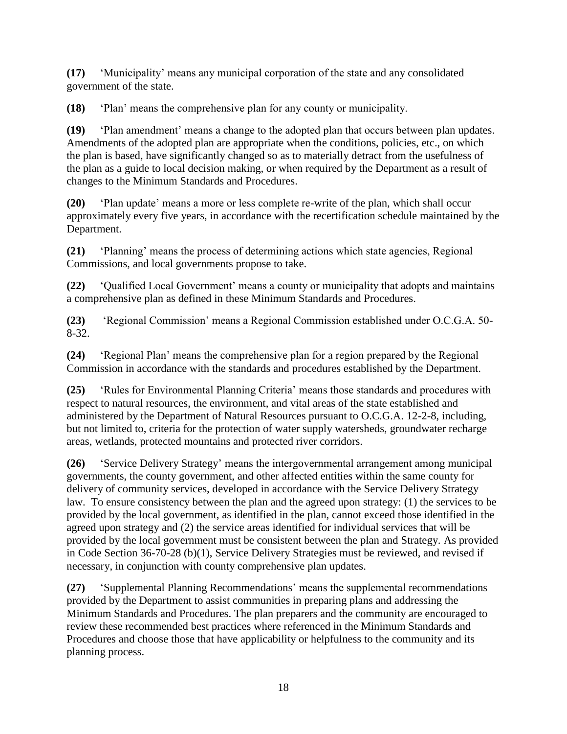**(17)** 'Municipality' means any municipal corporation of the state and any consolidated government of the state.

**(18)** 'Plan' means the comprehensive plan for any county or municipality.

**(19)** 'Plan amendment' means a change to the adopted plan that occurs between plan updates. Amendments of the adopted plan are appropriate when the conditions, policies, etc., on which the plan is based, have significantly changed so as to materially detract from the usefulness of the plan as a guide to local decision making, or when required by the Department as a result of changes to the Minimum Standards and Procedures.

**(20)** 'Plan update' means a more or less complete re-write of the plan, which shall occur approximately every five years, in accordance with the recertification schedule maintained by the Department.

**(21)** 'Planning' means the process of determining actions which state agencies, Regional Commissions, and local governments propose to take.

**(22)** 'Qualified Local Government' means a county or municipality that adopts and maintains a comprehensive plan as defined in these Minimum Standards and Procedures.

**(23)** 'Regional Commission' means a Regional Commission established under O.C.G.A. 50-8-32.

**(24)** 'Regional Plan' means the comprehensive plan for a region prepared by the Regional Commission in accordance with the standards and procedures established by the Department.

**(25)** 'Rules for Environmental Planning Criteria' means those standards and procedures with respect to natural resources, the environment, and vital areas of the state established and administered by the Department of Natural Resources pursuant to O.C.G.A. 12-2-8, including, but not limited to, criteria for the protection of water supply watersheds, groundwater recharge areas, wetlands, protected mountains and protected river corridors.

**(26)** 'Service Delivery Strategy' means the intergovernmental arrangement among municipal governments, the county government, and other affected entities within the same county for delivery of community services, developed in accordance with the Service Delivery Strategy law. To ensure consistency between the plan and the agreed upon strategy: (1) the services to be provided by the local government, as identified in the plan, cannot exceed those identified in the agreed upon strategy and (2) the service areas identified for individual services that will be provided by the local government must be consistent between the plan and Strategy. As provided in Code Section 36-70-28 (b)(1), Service Delivery Strategies must be reviewed, and revised if necessary, in conjunction with county comprehensive plan updates.

**(27)** 'Supplemental Planning Recommendations' means the supplemental recommendations provided by the Department to assist communities in preparing plans and addressing the Minimum Standards and Procedures. The plan preparers and the community are encouraged to review these recommended best practices where referenced in the Minimum Standards and Procedures and choose those that have applicability or helpfulness to the community and its planning process.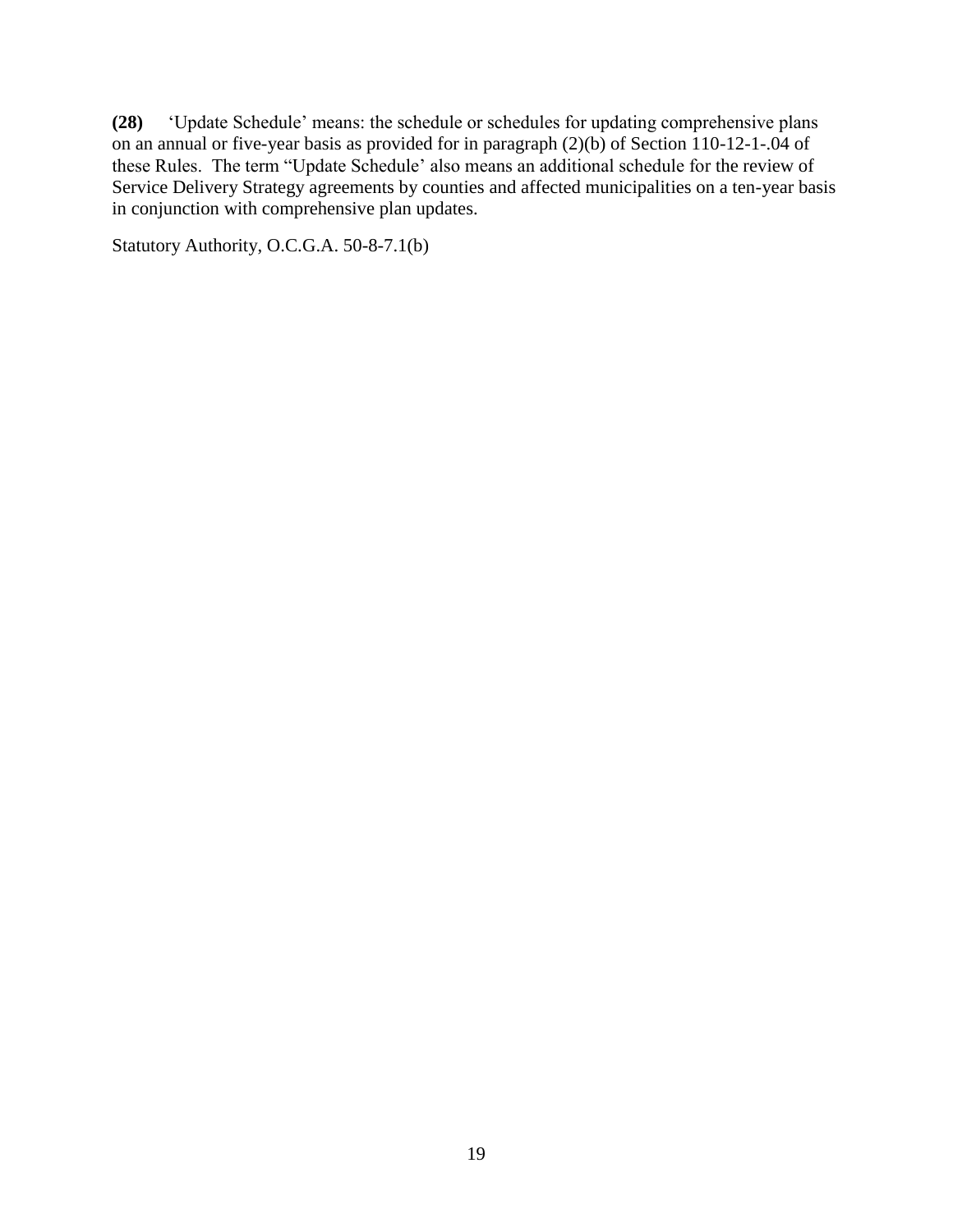**(28)** 'Update Schedule' means: the schedule or schedules for updating comprehensive plans on an annual or five-year basis as provided for in paragraph (2)(b) of Section 110-12-1-.04 of these Rules. The term "Update Schedule' also means an additional schedule for the review of Service Delivery Strategy agreements by counties and affected municipalities on a ten-year basis in conjunction with comprehensive plan updates.

Statutory Authority, O.C.G.A. 50-8-7.1(b)